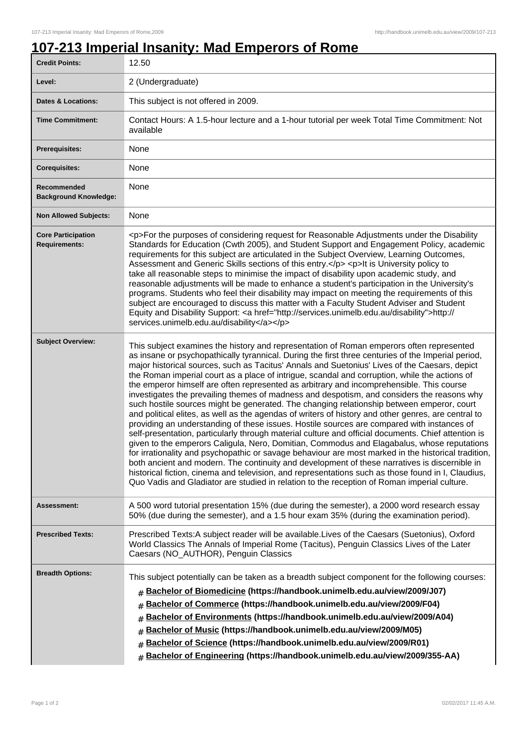# 107-213 Imperial Insanity: Mad Emperors of Rome

| | |
|---|---|
| **Credit Points:** | 12.50 |
| **Level:** | 2 (Undergraduate) |
| **Dates & Locations:** | This subject is not offered in 2009. |
| **Time Commitment:** | Contact Hours: A 1.5-hour lecture and a 1-hour tutorial per week Total Time Commitment: Not available |
| **Prerequisites:** | None |
| **Corequisites:** | None |
| **Recommended Background Knowledge:** | None |
| **Non Allowed Subjects:** | None |
| **Core Participation Requirements:** | <p>For the purposes of considering request for Reasonable Adjustments under the Disability Standards for Education (Cwth 2005), and Student Support and Engagement Policy, academic requirements for this subject are articulated in the Subject Overview, Learning Outcomes, Assessment and Generic Skills sections of this entry.</p> <p>It is University policy to take all reasonable steps to minimise the impact of disability upon academic study, and reasonable adjustments will be made to enhance a student's participation in the University's programs. Students who feel their disability may impact on meeting the requirements of this subject are encouraged to discuss this matter with a Faculty Student Adviser and Student Equity and Disability Support: <a href="http://services.unimelb.edu.au/disability">http://services.unimelb.edu.au/disability</a></p> |
| **Subject Overview:** | This subject examines the history and representation of Roman emperors often represented as insane or psychopathically tyrannical. During the first three centuries of the Imperial period, major historical sources, such as Tacitus' Annals and Suetonius' Lives of the Caesars, depict the Roman imperial court as a place of intrigue, scandal and corruption, while the actions of the emperor himself are often represented as arbitrary and incomprehensible. This course investigates the prevailing themes of madness and despotism, and considers the reasons why such hostile sources might be generated. The changing relationship between emperor, court and political elites, as well as the agendas of writers of history and other genres, are central to providing an understanding of these issues. Hostile sources are compared with instances of self-presentation, particularly through material culture and official documents. Chief attention is given to the emperors Caligula, Nero, Domitian, Commodus and Elagabalus, whose reputations for irrationality and psychopathic or savage behaviour are most marked in the historical tradition, both ancient and modern. The continuity and development of these narratives is discernible in historical fiction, cinema and television, and representations such as those found in I, Claudius, Quo Vadis and Gladiator are studied in relation to the reception of Roman imperial culture. |
| **Assessment:** | A 500 word tutorial presentation 15% (due during the semester), a 2000 word research essay 50% (due during the semester), and a 1.5 hour exam 35% (during the examination period). |
| **Prescribed Texts:** | Prescribed Texts:A subject reader will be available.Lives of the Caesars (Suetonius), Oxford World Classics The Annals of Imperial Rome (Tacitus), Penguin Classics Lives of the Later Caesars (NO_AUTHOR), Penguin Classics |
| **Breadth Options:** | This subject potentially can be taken as a breadth subject component for the following courses: <br># **Bachelor of Biomedicine (https://handbook.unimelb.edu.au/view/2009/J07)** <br># **Bachelor of Commerce (https://handbook.unimelb.edu.au/view/2009/F04)** <br># **Bachelor of Environments (https://handbook.unimelb.edu.au/view/2009/A04)** <br># **Bachelor of Music (https://handbook.unimelb.edu.au/view/2009/M05)** <br># **Bachelor of Science (https://handbook.unimelb.edu.au/view/2009/R01)** <br># **Bachelor of Engineering (https://handbook.unimelb.edu.au/view/2009/355-AA)** |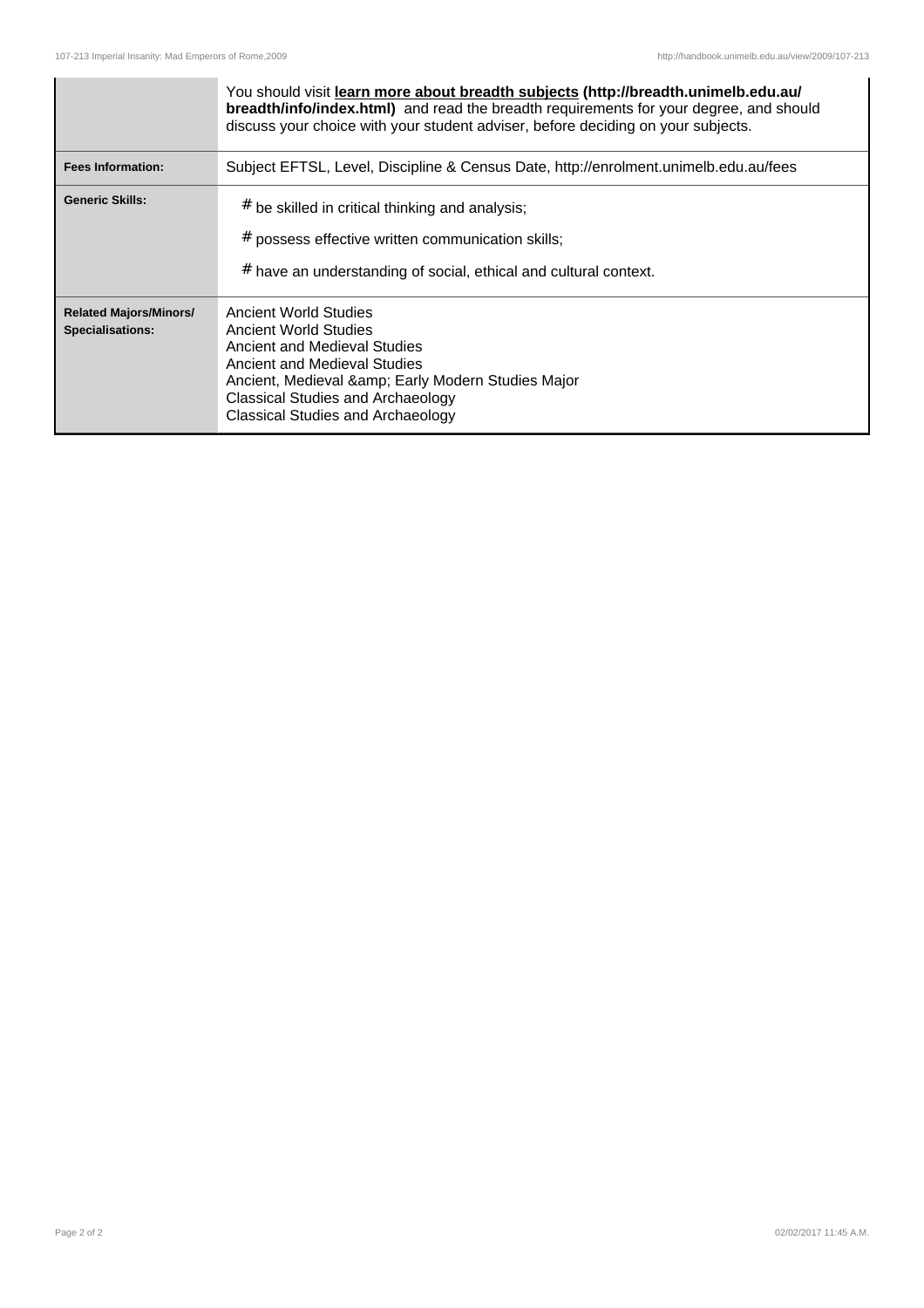| | |
|---|---|
| | You should visit **learn more about breadth subjects (http://breadth.unimelb.edu.au/breadth/info/index.html)** and read the breadth requirements for your degree, and should discuss your choice with your student adviser, before deciding on your subjects. |
| **Fees Information:** | Subject EFTSL, Level, Discipline & Census Date, http://enrolment.unimelb.edu.au/fees |
| **Generic Skills:** | # be skilled in critical thinking and analysis;<br># possess effective written communication skills;<br># have an understanding of social, ethical and cultural context. |
| **Related Majors/Minors/ Specialisations:** | Ancient World Studies<br>Ancient World Studies<br>Ancient and Medieval Studies<br>Ancient and Medieval Studies<br>Ancient, Medieval &amp; Early Modern Studies Major<br>Classical Studies and Archaeology<br>Classical Studies and Archaeology |